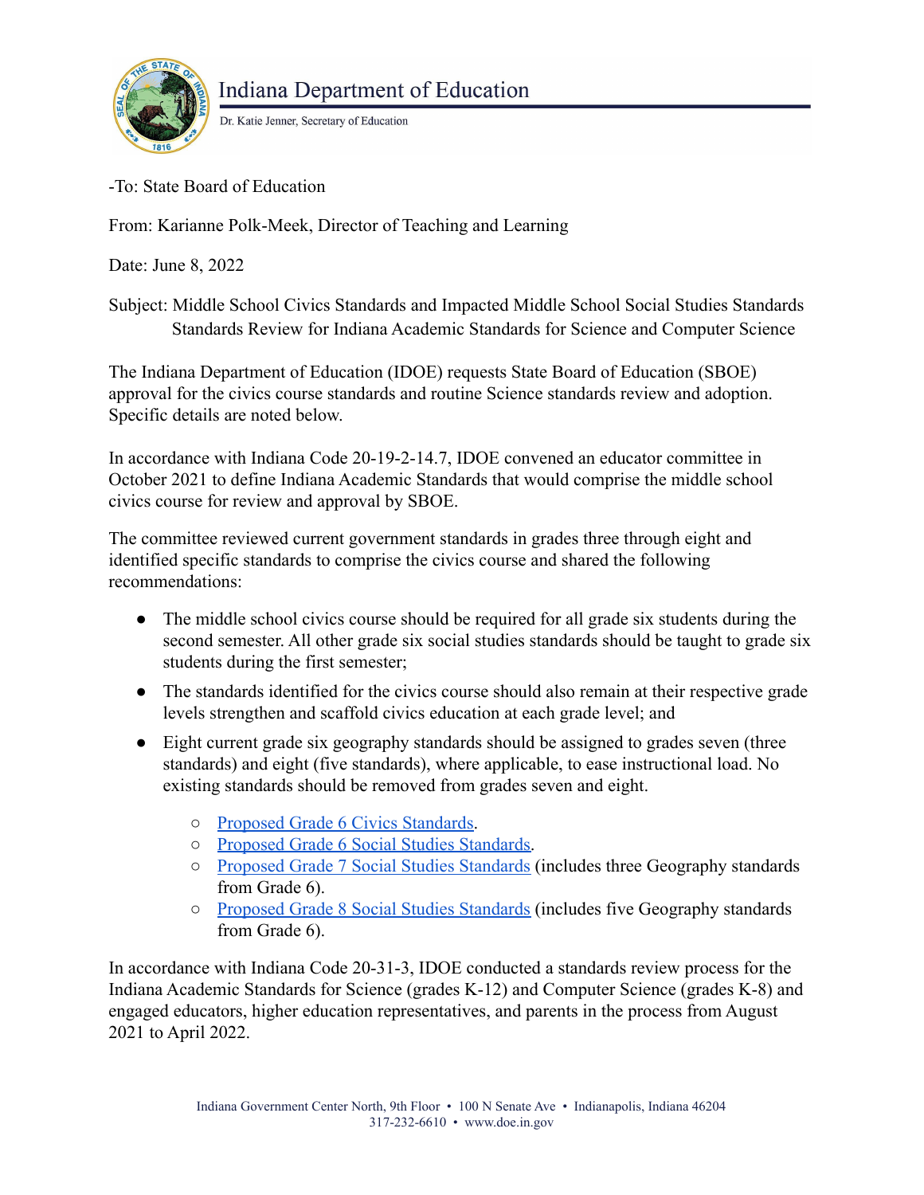Indiana Department of Education

Dr. Katie Jenner, Secretary of Education

-To: State Board of Education

From: Karianne Polk-Meek, Director of Teaching and Learning

Date: June 8, 2022

Subject: Middle School Civics Standards and Impacted Middle School Social Studies Standards Standards Review for Indiana Academic Standards for Science and Computer Science

The Indiana Department of Education (IDOE) requests State Board of Education (SBOE) approval for the civics course standards and routine Science standards review and adoption. Specific details are noted below.

In accordance with Indiana Code 20-19-2-14.7, IDOE convened an educator committee in October 2021 to define Indiana Academic Standards that would comprise the middle school civics course for review and approval by SBOE.

The committee reviewed current government standards in grades three through eight and identified specific standards to comprise the civics course and shared the following recommendations:

- The middle school civics course should be required for all grade six students during the second semester. All other grade six social studies standards should be taught to grade six students during the first semester;
- The standards identified for the civics course should also remain at their respective grade levels strengthen and scaffold civics education at each grade level; and
- Eight current grade six geography standards should be assigned to grades seven (three standards) and eight (five standards), where applicable, to ease instructional load. No existing standards should be removed from grades seven and eight.
  - Proposed Grade 6 Civics Standards.
  - Proposed Grade 6 Social Studies Standards.
  - Proposed Grade 7 Social Studies Standards (includes three Geography standards from Grade 6).
  - Proposed Grade 8 Social Studies Standards (includes five Geography standards from Grade 6).

In accordance with Indiana Code 20-31-3, IDOE conducted a standards review process for the Indiana Academic Standards for Science (grades K-12) and Computer Science (grades K-8) and engaged educators, higher education representatives, and parents in the process from August 2021 to April 2022.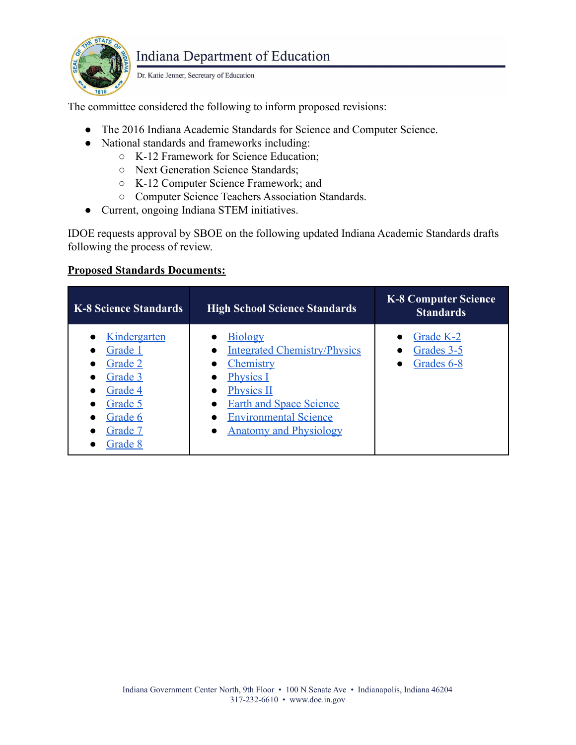The committee considered the following to inform proposed revisions:

- The 2016 Indiana Academic Standards for Science and Computer Science.
- National standards and frameworks including:
    - K-12 Framework for Science Education;
    - Next Generation Science Standards;
    - K-12 Computer Science Framework; and
    - Computer Science Teachers Association Standards.
- Current, ongoing Indiana STEM initiatives.

IDOE requests approval by SBOE on the following updated Indiana Academic Standards drafts following the process of review.

**Proposed Standards Documents:**

| K-8 Science Standards | High School Science Standards | K-8 Computer Science Standards |
|---|---|---|
| • Kindergarten<br>• Grade 1<br>• Grade 2<br>• Grade 3<br>• Grade 4<br>• Grade 5<br>• Grade 6<br>• Grade 7<br>• Grade 8 | • Biology<br>• Integrated Chemistry/Physics<br>• Chemistry<br>• Physics I<br>• Physics II<br>• Earth and Space Science<br>• Environmental Science<br>• Anatomy and Physiology | • Grade K-2<br>• Grades 3-5<br>• Grades 6-8 |